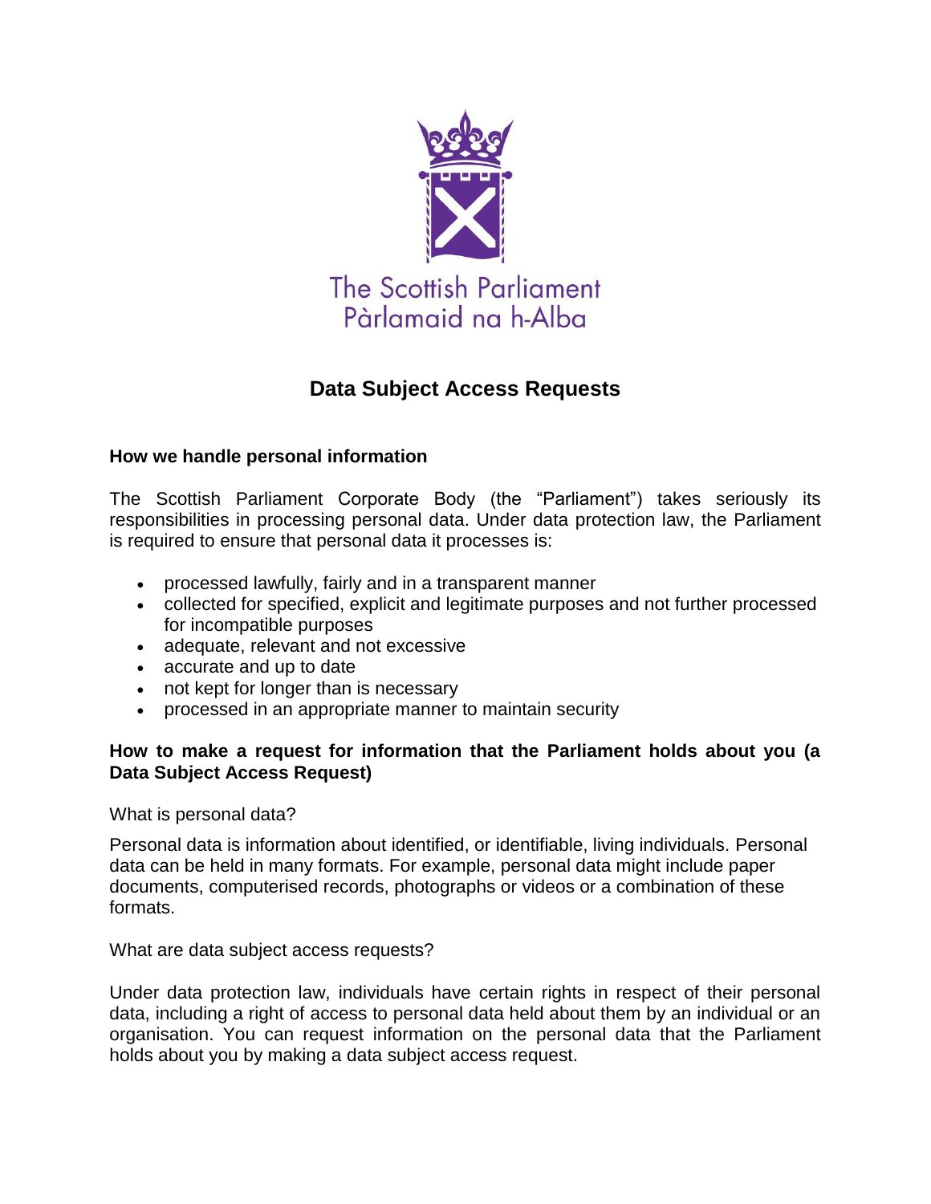The Scottish Parliament
Pàrlamaid na h-Alba

# Data Subject Access Requests

## How we handle personal information

The Scottish Parliament Corporate Body (the "Parliament") takes seriously its responsibilities in processing personal data. Under data protection law, the Parliament is required to ensure that personal data it processes is:

- processed lawfully, fairly and in a transparent manner
- collected for specified, explicit and legitimate purposes and not further processed for incompatible purposes
- adequate, relevant and not excessive
- accurate and up to date
- not kept for longer than is necessary
- processed in an appropriate manner to maintain security

## How to make a request for information that the Parliament holds about you (a Data Subject Access Request)

What is personal data?

Personal data is information about identified, or identifiable, living individuals. Personal data can be held in many formats. For example, personal data might include paper documents, computerised records, photographs or videos or a combination of these formats.

What are data subject access requests?

Under data protection law, individuals have certain rights in respect of their personal data, including a right of access to personal data held about them by an individual or an organisation. You can request information on the personal data that the Parliament holds about you by making a data subject access request.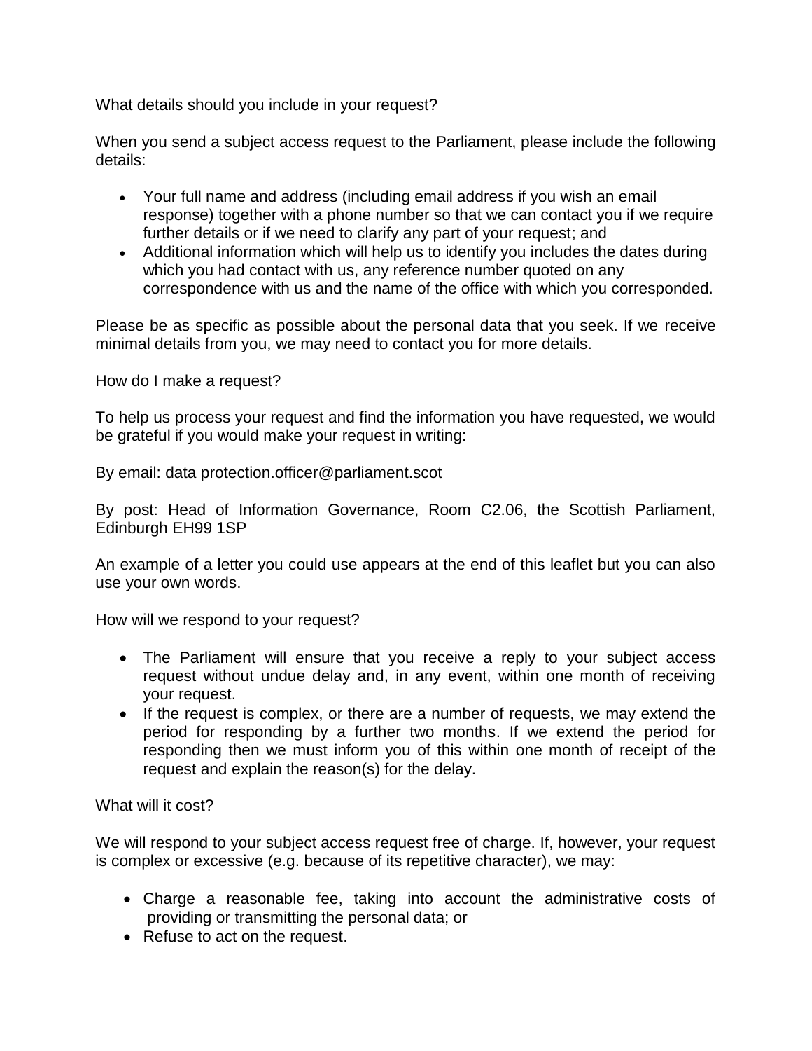What details should you include in your request?

When you send a subject access request to the Parliament, please include the following details:

- Your full name and address (including email address if you wish an email response) together with a phone number so that we can contact you if we require further details or if we need to clarify any part of your request; and
- Additional information which will help us to identify you includes the dates during which you had contact with us, any reference number quoted on any correspondence with us and the name of the office with which you corresponded.

Please be as specific as possible about the personal data that you seek. If we receive minimal details from you, we may need to contact you for more details.

How do I make a request?

To help us process your request and find the information you have requested, we would be grateful if you would make your request in writing:

By email: data protection.officer@parliament.scot

By post: Head of Information Governance, Room C2.06, the Scottish Parliament, Edinburgh EH99 1SP

An example of a letter you could use appears at the end of this leaflet but you can also use your own words.

How will we respond to your request?

- The Parliament will ensure that you receive a reply to your subject access request without undue delay and, in any event, within one month of receiving your request.
- If the request is complex, or there are a number of requests, we may extend the period for responding by a further two months. If we extend the period for responding then we must inform you of this within one month of receipt of the request and explain the reason(s) for the delay.

What will it cost?

We will respond to your subject access request free of charge. If, however, your request is complex or excessive (e.g. because of its repetitive character), we may:

- Charge a reasonable fee, taking into account the administrative costs of providing or transmitting the personal data; or
- Refuse to act on the request.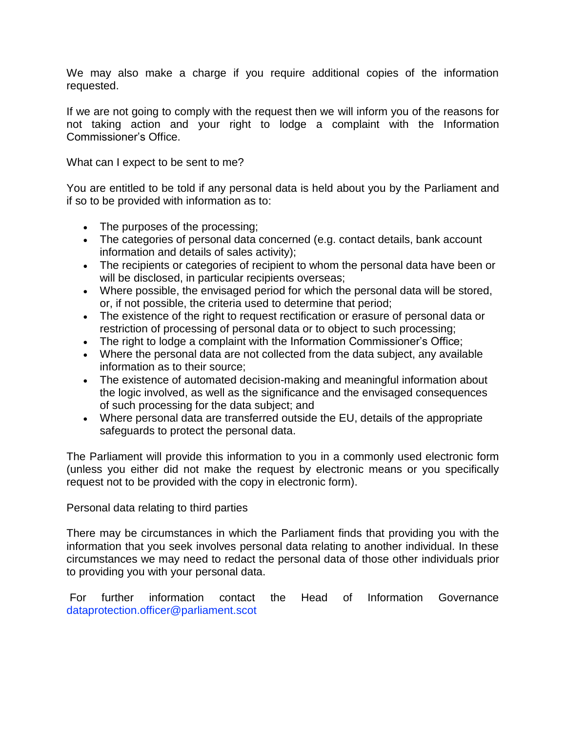We may also make a charge if you require additional copies of the information requested.

If we are not going to comply with the request then we will inform you of the reasons for not taking action and your right to lodge a complaint with the Information Commissioner's Office.

What can I expect to be sent to me?

You are entitled to be told if any personal data is held about you by the Parliament and if so to be provided with information as to:

- The purposes of the processing;
- The categories of personal data concerned (e.g. contact details, bank account information and details of sales activity);
- The recipients or categories of recipient to whom the personal data have been or will be disclosed, in particular recipients overseas;
- Where possible, the envisaged period for which the personal data will be stored, or, if not possible, the criteria used to determine that period;
- The existence of the right to request rectification or erasure of personal data or restriction of processing of personal data or to object to such processing;
- The right to lodge a complaint with the Information Commissioner's Office;
- Where the personal data are not collected from the data subject, any available information as to their source;
- The existence of automated decision-making and meaningful information about the logic involved, as well as the significance and the envisaged consequences of such processing for the data subject; and
- Where personal data are transferred outside the EU, details of the appropriate safeguards to protect the personal data.

The Parliament will provide this information to you in a commonly used electronic form (unless you either did not make the request by electronic means or you specifically request not to be provided with the copy in electronic form).

Personal data relating to third parties

There may be circumstances in which the Parliament finds that providing you with the information that you seek involves personal data relating to another individual. In these circumstances we may need to redact the personal data of those other individuals prior to providing you with your personal data.

For further information contact the Head of Information Governance dataprotection.officer@parliament.scot